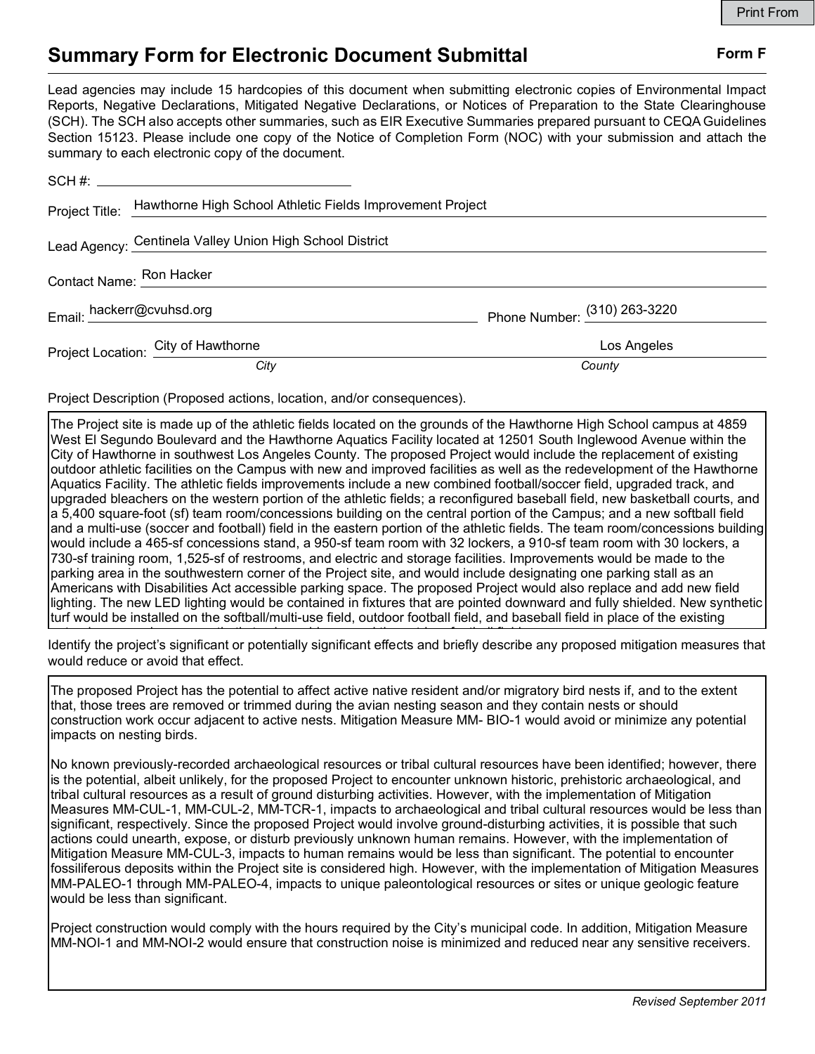Print From

# Summary Form for Electronic Document Submittal

**Form F**

Lead agencies may include 15 hardcopies of this document when submitting electronic copies of Environmental Impact Reports, Negative Declarations, Mitigated Negative Declarations, or Notices of Preparation to the State Clearinghouse (SCH). The SCH also accepts other summaries, such as EIR Executive Summaries prepared pursuant to CEQA Guidelines Section 15123. Please include one copy of the Notice of Completion Form (NOC) with your submission and attach the summary to each electronic copy of the document.

SCH #: 

Project Title: Hawthorne High School Athletic Fields Improvement Project

Lead Agency: Centinela Valley Union High School District

Contact Name: Ron Hacker

Email: hackerr@cvuhsd.org     Phone Number: (310) 263-3220

Project Location: City of Hawthorne (*City*)     Los Angeles (*County*)

Project Description (Proposed actions, location, and/or consequences).

The Project site is made up of the athletic fields located on the grounds of the Hawthorne High School campus at 4859 West El Segundo Boulevard and the Hawthorne Aquatics Facility located at 12501 South Inglewood Avenue within the City of Hawthorne in southwest Los Angeles County. The proposed Project would include the replacement of existing outdoor athletic facilities on the Campus with new and improved facilities as well as the redevelopment of the Hawthorne Aquatics Facility. The athletic fields improvements include a new combined football/soccer field, upgraded track, and upgraded bleachers on the western portion of the athletic fields; a reconfigured baseball field, new basketball courts, and a 5,400 square-foot (sf) team room/concessions building on the central portion of the Campus; and a new softball field and a multi-use (soccer and football) field in the eastern portion of the athletic fields. The team room/concessions building would include a 465-sf concessions stand, a 950-sf team room with 32 lockers, a 910-sf team room with 30 lockers, a 730-sf training room, 1,525-sf of restrooms, and electric and storage facilities. Improvements would be made to the parking area in the southwestern corner of the Project site, and would include designating one parking stall as an Americans with Disabilities Act accessible parking space. The proposed Project would also replace and add new field lighting. The new LED lighting would be contained in fixtures that are pointed downward and fully shielded. New synthetic turf would be installed on the softball/multi-use field, outdoor football field, and baseball field in place of the existing

Identify the project's significant or potentially significant effects and briefly describe any proposed mitigation measures that would reduce or avoid that effect.

The proposed Project has the potential to affect active native resident and/or migratory bird nests if, and to the extent that, those trees are removed or trimmed during the avian nesting season and they contain nests or should construction work occur adjacent to active nests. Mitigation Measure MM- BIO-1 would avoid or minimize any potential impacts on nesting birds.

No known previously-recorded archaeological resources or tribal cultural resources have been identified; however, there is the potential, albeit unlikely, for the proposed Project to encounter unknown historic, prehistoric archaeological, and tribal cultural resources as a result of ground disturbing activities. However, with the implementation of Mitigation Measures MM-CUL-1, MM-CUL-2, MM-TCR-1, impacts to archaeological and tribal cultural resources would be less than significant, respectively. Since the proposed Project would involve ground-disturbing activities, it is possible that such actions could unearth, expose, or disturb previously unknown human remains. However, with the implementation of Mitigation Measure MM-CUL-3, impacts to human remains would be less than significant. The potential to encounter fossiliferous deposits within the Project site is considered high. However, with the implementation of Mitigation Measures MM-PALEO-1 through MM-PALEO-4, impacts to unique paleontological resources or sites or unique geologic feature would be less than significant.

Project construction would comply with the hours required by the City's municipal code. In addition, Mitigation Measure MM-NOI-1 and MM-NOI-2 would ensure that construction noise is minimized and reduced near any sensitive receivers.

*Revised September 2011*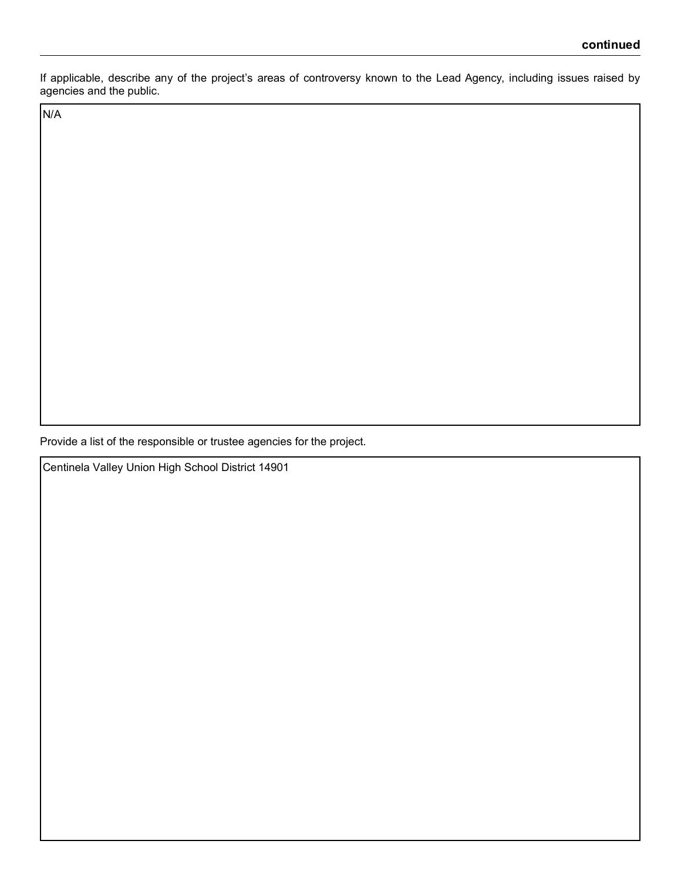**continued**

If applicable, describe any of the project's areas of controversy known to the Lead Agency, including issues raised by agencies and the public.

N/A

Provide a list of the responsible or trustee agencies for the project.

Centinela Valley Union High School District 14901